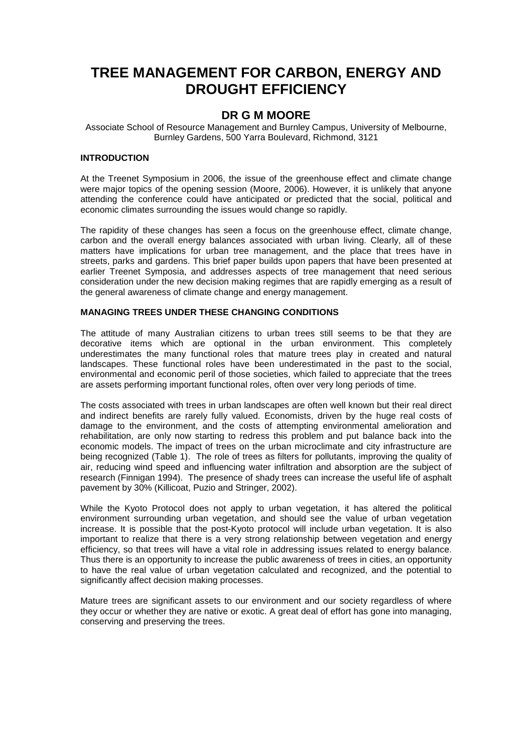# TREE MANAGEMENT FOR CARBON, ENERGY AND DROUGHT EFFICIENCY

## DR G M MOORE

Associate School of Resource Management and Burnley Campus, University of Melbourne, Burnley Gardens, 500 Yarra Boulevard, Richmond, 3121

### INTRODUCTION

At the Treenet Symposium in 2006, the issue of the greenhouse effect and climate change were major topics of the opening session (Moore, 2006). However, it is unlikely that anyone attending the conference could have anticipated or predicted that the social, political and economic climates surrounding the issues would change so rapidly.

The rapidity of these changes has seen a focus on the greenhouse effect, climate change, carbon and the overall energy balances associated with urban living. Clearly, all of these matters have implications for urban tree management, and the place that trees have in streets, parks and gardens. This brief paper builds upon papers that have been presented at earlier Treenet Symposia, and addresses aspects of tree management that need serious consideration under the new decision making regimes that are rapidly emerging as a result of the general awareness of climate change and energy management.

### MANAGING TREES UNDER THESE CHANGING CONDITIONS

The attitude of many Australian citizens to urban trees still seems to be that they are decorative items which are optional in the urban environment. This completely underestimates the many functional roles that mature trees play in created and natural landscapes. These functional roles have been underestimated in the past to the social, environmental and economic peril of those societies, which failed to appreciate that the trees are assets performing important functional roles, often over very long periods of time.

The costs associated with trees in urban landscapes are often well known but their real direct and indirect benefits are rarely fully valued. Economists, driven by the huge real costs of damage to the environment, and the costs of attempting environmental amelioration and rehabilitation, are only now starting to redress this problem and put balance back into the economic models. The impact of trees on the urban microclimate and city infrastructure are being recognized (Table 1). The role of trees as filters for pollutants, improving the quality of air, reducing wind speed and influencing water infiltration and absorption are the subject of research (Finnigan 1994). The presence of shady trees can increase the useful life of asphalt pavement by 30% (Killicoat, Puzio and Stringer, 2002).

While the Kyoto Protocol does not apply to urban vegetation, it has altered the political environment surrounding urban vegetation, and should see the value of urban vegetation increase. It is possible that the post-Kyoto protocol will include urban vegetation. It is also important to realize that there is a very strong relationship between vegetation and energy efficiency, so that trees will have a vital role in addressing issues related to energy balance. Thus there is an opportunity to increase the public awareness of trees in cities, an opportunity to have the real value of urban vegetation calculated and recognized, and the potential to significantly affect decision making processes.

Mature trees are significant assets to our environment and our society regardless of where they occur or whether they are native or exotic. A great deal of effort has gone into managing, conserving and preserving the trees.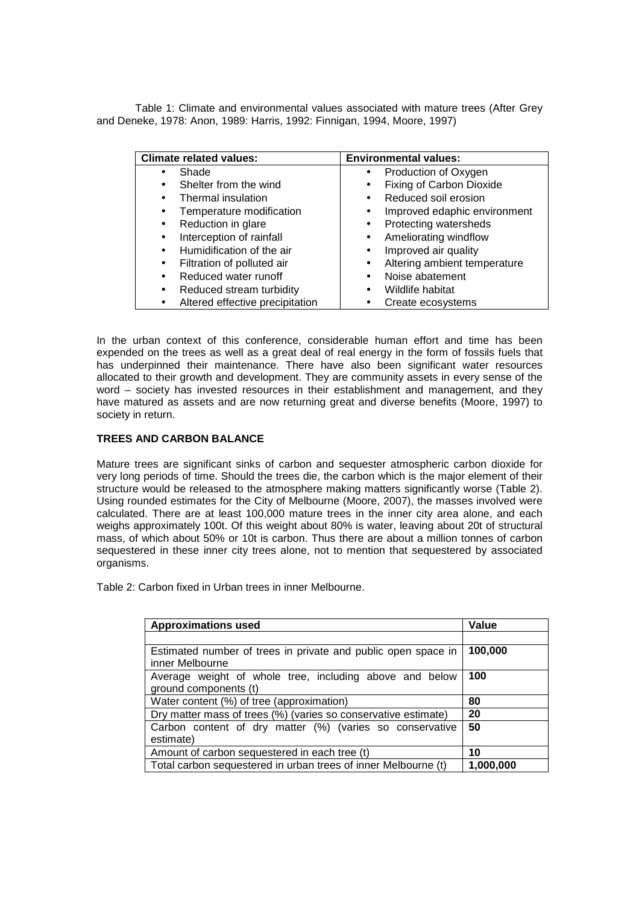Table 1: Climate and environmental values associated with mature trees (After Grey and Deneke, 1978: Anon, 1989: Harris, 1992: Finnigan, 1994, Moore, 1997)

| Climate related values: | Environmental values: |
|---|---|
| • Shade | • Production of Oxygen |
| • Shelter from the wind | • Fixing of Carbon Dioxide |
| • Thermal insulation | • Reduced soil erosion |
| • Temperature modification | • Improved edaphic environment |
| • Reduction in glare | • Protecting watersheds |
| • Interception of rainfall | • Ameliorating windflow |
| • Humidification of the air | • Improved air quality |
| • Filtration of polluted air | • Altering ambient temperature |
| • Reduced water runoff | • Noise abatement |
| • Reduced stream turbidity | • Wildlife habitat |
| • Altered effective precipitation | • Create ecosystems |

In the urban context of this conference, considerable human effort and time has been expended on the trees as well as a great deal of real energy in the form of fossils fuels that has underpinned their maintenance. There have also been significant water resources allocated to their growth and development. They are community assets in every sense of the word – society has invested resources in their establishment and management, and they have matured as assets and are now returning great and diverse benefits (Moore, 1997) to society in return.

## TREES AND CARBON BALANCE

Mature trees are significant sinks of carbon and sequester atmospheric carbon dioxide for very long periods of time. Should the trees die, the carbon which is the major element of their structure would be released to the atmosphere making matters significantly worse (Table 2). Using rounded estimates for the City of Melbourne (Moore, 2007), the masses involved were calculated. There are at least 100,000 mature trees in the inner city area alone, and each weighs approximately 100t. Of this weight about 80% is water, leaving about 20t of structural mass, of which about 50% or 10t is carbon. Thus there are about a million tonnes of carbon sequestered in these inner city trees alone, not to mention that sequestered by associated organisms.

Table 2: Carbon fixed in Urban trees in inner Melbourne.

| Approximations used | Value |
|---|---|
| | |
| Estimated number of trees in private and public open space in inner Melbourne | **100,000** |
| Average weight of whole tree, including above and below ground components (t) | **100** |
| Water content (%) of tree (approximation) | **80** |
| Dry matter mass of trees (%) (varies so conservative estimate) | **20** |
| Carbon content of dry matter (%) (varies so conservative estimate) | **50** |
| Amount of carbon sequestered in each tree (t) | **10** |
| Total carbon sequestered in urban trees of inner Melbourne (t) | **1,000,000** |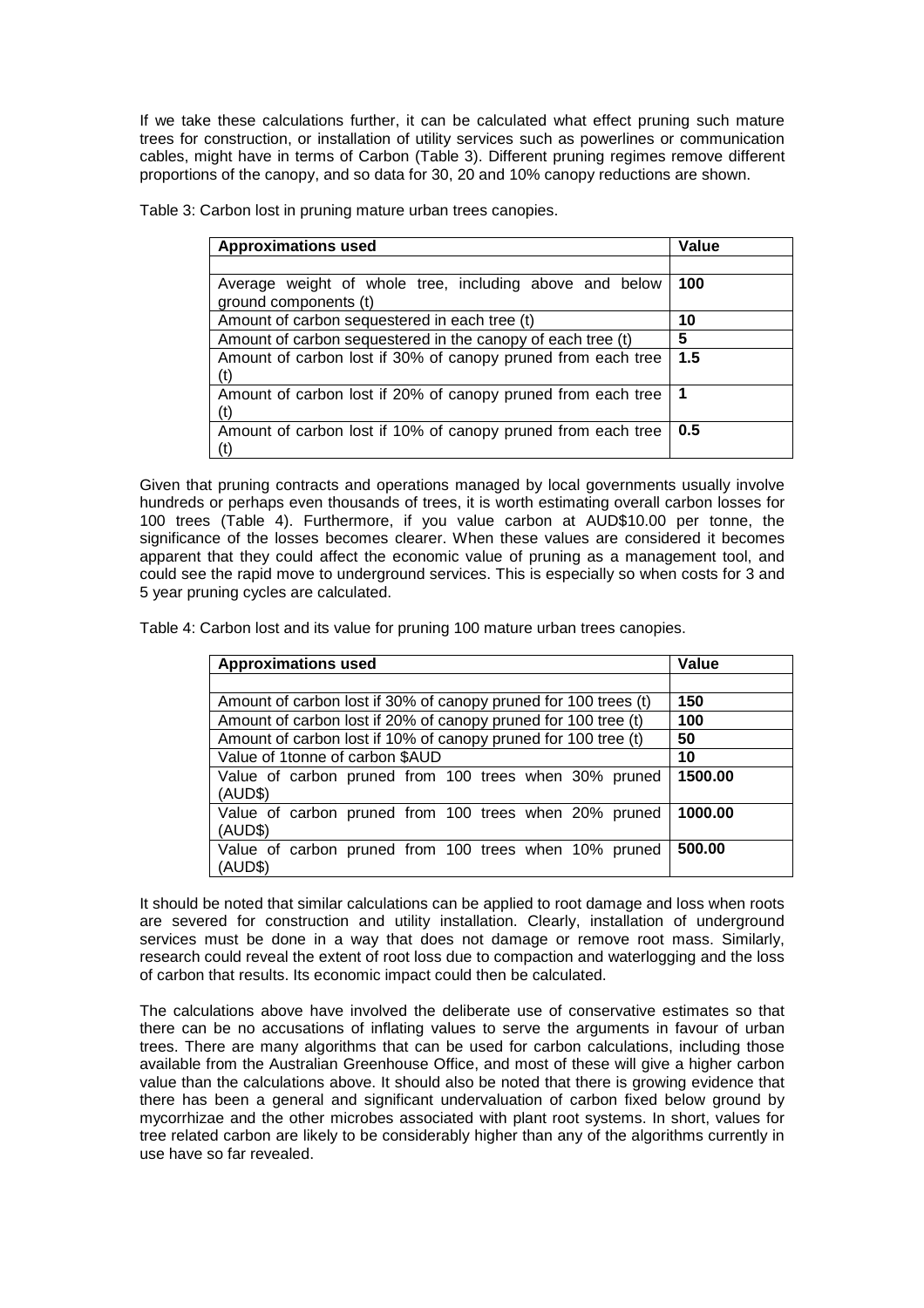If we take these calculations further, it can be calculated what effect pruning such mature trees for construction, or installation of utility services such as powerlines or communication cables, might have in terms of Carbon (Table 3). Different pruning regimes remove different proportions of the canopy, and so data for 30, 20 and 10% canopy reductions are shown.

Table 3: Carbon lost in pruning mature urban trees canopies.

| Approximations used | Value |
|---|---|
| | |
| Average weight of whole tree, including above and below ground components (t) | **100** |
| Amount of carbon sequestered in each tree (t) | **10** |
| Amount of carbon sequestered in the canopy of each tree (t) | **5** |
| Amount of carbon lost if 30% of canopy pruned from each tree (t) | **1.5** |
| Amount of carbon lost if 20% of canopy pruned from each tree (t) | **1** |
| Amount of carbon lost if 10% of canopy pruned from each tree (t) | **0.5** |

Given that pruning contracts and operations managed by local governments usually involve hundreds or perhaps even thousands of trees, it is worth estimating overall carbon losses for 100 trees (Table 4). Furthermore, if you value carbon at AUD$10.00 per tonne, the significance of the losses becomes clearer. When these values are considered it becomes apparent that they could affect the economic value of pruning as a management tool, and could see the rapid move to underground services. This is especially so when costs for 3 and 5 year pruning cycles are calculated.

Table 4: Carbon lost and its value for pruning 100 mature urban trees canopies.

| Approximations used | Value |
|---|---|
| | |
| Amount of carbon lost if 30% of canopy pruned for 100 trees (t) | **150** |
| Amount of carbon lost if 20% of canopy pruned for 100 tree (t) | **100** |
| Amount of carbon lost if 10% of canopy pruned for 100 tree (t) | **50** |
| Value of 1tonne of carbon $AUD | **10** |
| Value of carbon pruned from 100 trees when 30% pruned (AUD$) | **1500.00** |
| Value of carbon pruned from 100 trees when 20% pruned (AUD$) | **1000.00** |
| Value of carbon pruned from 100 trees when 10% pruned (AUD$) | **500.00** |

It should be noted that similar calculations can be applied to root damage and loss when roots are severed for construction and utility installation. Clearly, installation of underground services must be done in a way that does not damage or remove root mass. Similarly, research could reveal the extent of root loss due to compaction and waterlogging and the loss of carbon that results. Its economic impact could then be calculated.

The calculations above have involved the deliberate use of conservative estimates so that there can be no accusations of inflating values to serve the arguments in favour of urban trees. There are many algorithms that can be used for carbon calculations, including those available from the Australian Greenhouse Office, and most of these will give a higher carbon value than the calculations above. It should also be noted that there is growing evidence that there has been a general and significant undervaluation of carbon fixed below ground by mycorrhizae and the other microbes associated with plant root systems. In short, values for tree related carbon are likely to be considerably higher than any of the algorithms currently in use have so far revealed.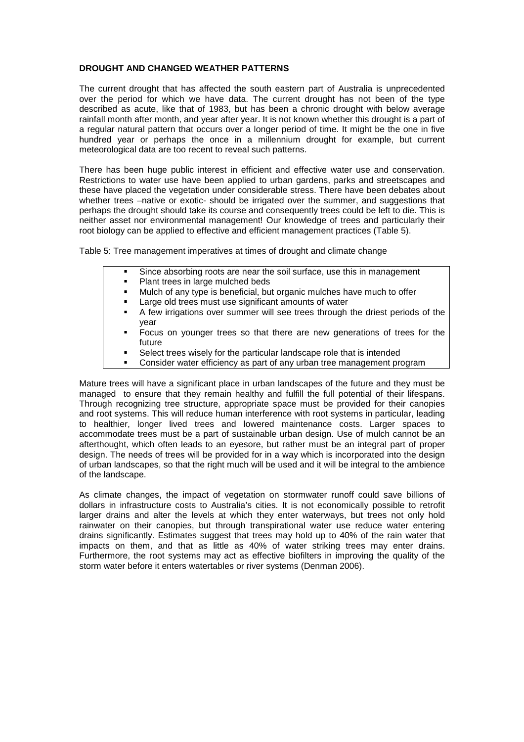## DROUGHT AND CHANGED WEATHER PATTERNS

The current drought that has affected the south eastern part of Australia is unprecedented over the period for which we have data. The current drought has not been of the type described as acute, like that of 1983, but has been a chronic drought with below average rainfall month after month, and year after year. It is not known whether this drought is a part of a regular natural pattern that occurs over a longer period of time. It might be the one in five hundred year or perhaps the once in a millennium drought for example, but current meteorological data are too recent to reveal such patterns.

There has been huge public interest in efficient and effective water use and conservation. Restrictions to water use have been applied to urban gardens, parks and streetscapes and these have placed the vegetation under considerable stress. There have been debates about whether trees –native or exotic- should be irrigated over the summer, and suggestions that perhaps the drought should take its course and consequently trees could be left to die. This is neither asset nor environmental management! Our knowledge of trees and particularly their root biology can be applied to effective and efficient management practices (Table 5).

Table 5: Tree management imperatives at times of drought and climate change

- Since absorbing roots are near the soil surface, use this in management
- Plant trees in large mulched beds
- Mulch of any type is beneficial, but organic mulches have much to offer
- Large old trees must use significant amounts of water
- A few irrigations over summer will see trees through the driest periods of the year
- Focus on younger trees so that there are new generations of trees for the future
- Select trees wisely for the particular landscape role that is intended
- Consider water efficiency as part of any urban tree management program

Mature trees will have a significant place in urban landscapes of the future and they must be managed to ensure that they remain healthy and fulfill the full potential of their lifespans. Through recognizing tree structure, appropriate space must be provided for their canopies and root systems. This will reduce human interference with root systems in particular, leading to healthier, longer lived trees and lowered maintenance costs. Larger spaces to accommodate trees must be a part of sustainable urban design. Use of mulch cannot be an afterthought, which often leads to an eyesore, but rather must be an integral part of proper design. The needs of trees will be provided for in a way which is incorporated into the design of urban landscapes, so that the right much will be used and it will be integral to the ambience of the landscape.

As climate changes, the impact of vegetation on stormwater runoff could save billions of dollars in infrastructure costs to Australia's cities. It is not economically possible to retrofit larger drains and alter the levels at which they enter waterways, but trees not only hold rainwater on their canopies, but through transpirational water use reduce water entering drains significantly. Estimates suggest that trees may hold up to 40% of the rain water that impacts on them, and that as little as 40% of water striking trees may enter drains. Furthermore, the root systems may act as effective biofilters in improving the quality of the storm water before it enters watertables or river systems (Denman 2006).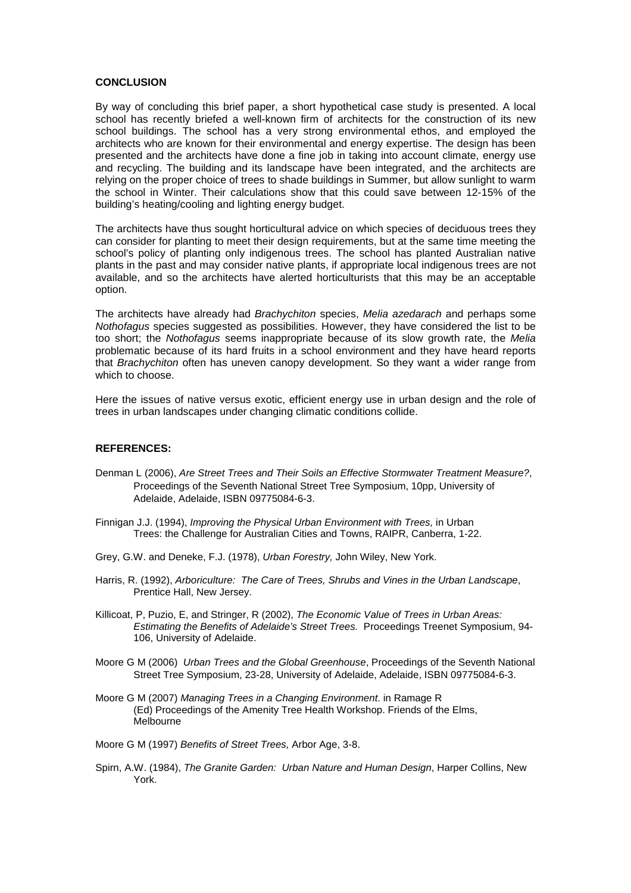## CONCLUSION

By way of concluding this brief paper, a short hypothetical case study is presented. A local school has recently briefed a well-known firm of architects for the construction of its new school buildings. The school has a very strong environmental ethos, and employed the architects who are known for their environmental and energy expertise. The design has been presented and the architects have done a fine job in taking into account climate, energy use and recycling. The building and its landscape have been integrated, and the architects are relying on the proper choice of trees to shade buildings in Summer, but allow sunlight to warm the school in Winter. Their calculations show that this could save between 12-15% of the building's heating/cooling and lighting energy budget.

The architects have thus sought horticultural advice on which species of deciduous trees they can consider for planting to meet their design requirements, but at the same time meeting the school's policy of planting only indigenous trees. The school has planted Australian native plants in the past and may consider native plants, if appropriate local indigenous trees are not available, and so the architects have alerted horticulturists that this may be an acceptable option.

The architects have already had *Brachychiton* species, *Melia azedarach* and perhaps some *Nothofagus* species suggested as possibilities. However, they have considered the list to be too short; the *Nothofagus* seems inappropriate because of its slow growth rate, the *Melia* problematic because of its hard fruits in a school environment and they have heard reports that *Brachychiton* often has uneven canopy development. So they want a wider range from which to choose.

Here the issues of native versus exotic, efficient energy use in urban design and the role of trees in urban landscapes under changing climatic conditions collide.

## REFERENCES:

Denman L (2006), *Are Street Trees and Their Soils an Effective Stormwater Treatment Measure?*, Proceedings of the Seventh National Street Tree Symposium, 10pp, University of Adelaide, Adelaide, ISBN 09775084-6-3.

Finnigan J.J. (1994), *Improving the Physical Urban Environment with Trees,* in Urban Trees: the Challenge for Australian Cities and Towns, RAIPR, Canberra, 1-22.

Grey, G.W. and Deneke, F.J. (1978), *Urban Forestry,* John Wiley, New York.

Harris, R. (1992), *Arboriculture: The Care of Trees, Shrubs and Vines in the Urban Landscape*, Prentice Hall, New Jersey.

Killicoat, P, Puzio, E, and Stringer, R (2002), *The Economic Value of Trees in Urban Areas: Estimating the Benefits of Adelaide's Street Trees.* Proceedings Treenet Symposium, 94-106, University of Adelaide.

Moore G M (2006) *Urban Trees and the Global Greenhouse*, Proceedings of the Seventh National Street Tree Symposium, 23-28, University of Adelaide, Adelaide, ISBN 09775084-6-3.

Moore G M (2007) *Managing Trees in a Changing Environment*. in Ramage R (Ed) Proceedings of the Amenity Tree Health Workshop. Friends of the Elms, Melbourne

Moore G M (1997) *Benefits of Street Trees,* Arbor Age, 3-8.

Spirn, A.W. (1984), *The Granite Garden: Urban Nature and Human Design*, Harper Collins, New York.